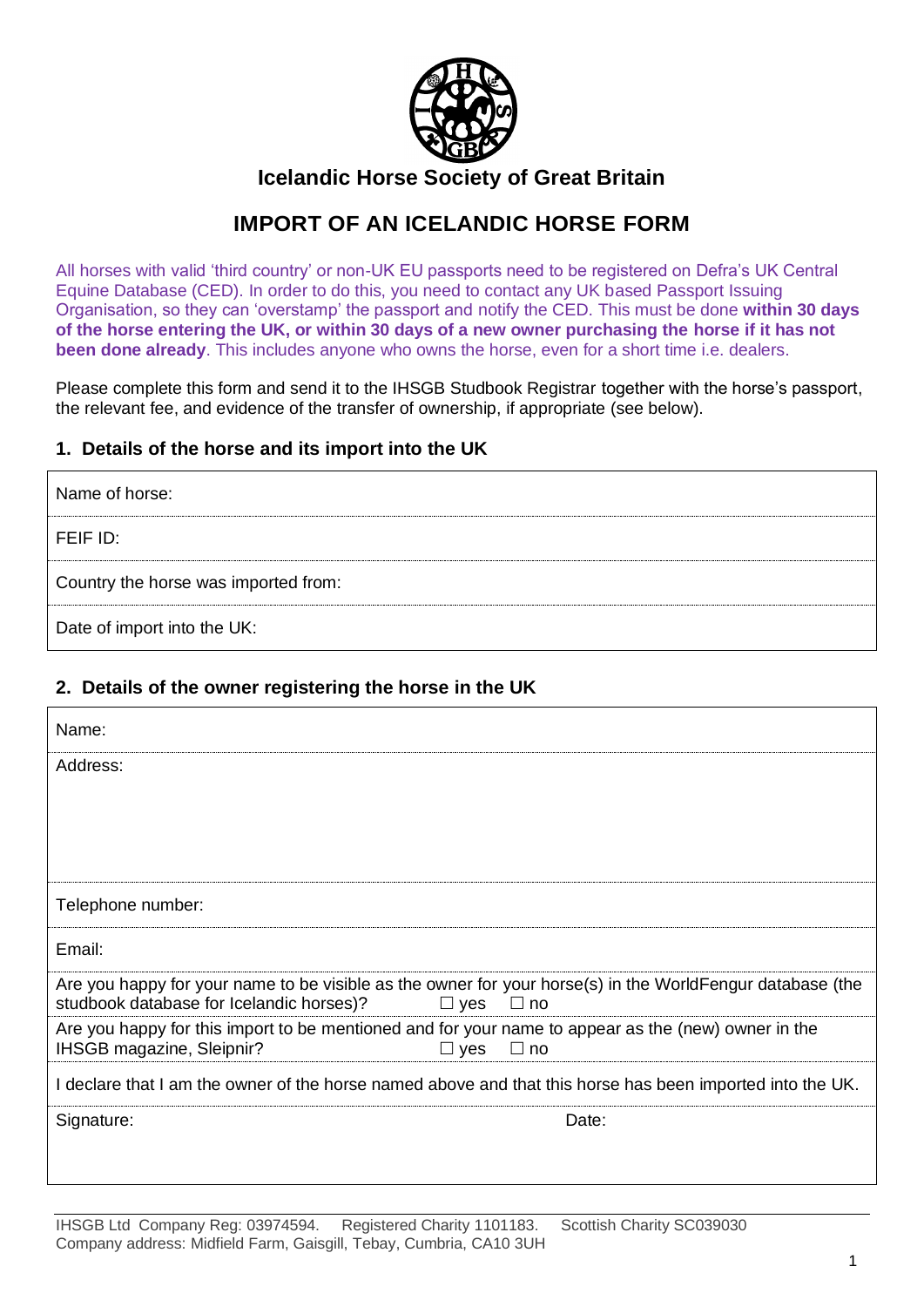# Icelandic Horse Society of Great Britain

## IMPORT OF AN ICELANDIC HORSE FORM

All horses with valid 'third country' or non-UK EU passports need to be registered on Defra's UK Central Equine Database (CED). In order to do this, you need to contact any UK based Passport Issuing Organisation, so they can 'overstamp' the passport and notify the CED. This must be done **within 30 days of the horse entering the UK, or within 30 days of a new owner purchasing the horse if it has not been done already**. This includes anyone who owns the horse, even for a short time i.e. dealers.

Please complete this form and send it to the IHSGB Studbook Registrar together with the horse's passport, the relevant fee, and evidence of the transfer of ownership, if appropriate (see below).

### 1. Details of the horse and its import into the UK

| |
|---|
| Name of horse: |
| FEIF ID: |
| Country the horse was imported from: |
| Date of import into the UK: |

### 2. Details of the owner registering the horse in the UK

| | |
|---|---|
| Name: | |
| Address: | |
| Telephone number: | |
| Email: | |
| Are you happy for your name to be visible as the owner for your horse(s) in the WorldFengur database (the studbook database for Icelandic horses)? ☐ yes ☐ no | |
| Are you happy for this import to be mentioned and for your name to appear as the (new) owner in the IHSGB magazine, Sleipnir? ☐ yes ☐ no | |
| I declare that I am the owner of the horse named above and that this horse has been imported into the UK. | |
| Signature: | Date: |

IHSGB Ltd Company Reg: 03974594. Registered Charity 1101183. Scottish Charity SC039030
Company address: Midfield Farm, Gaisgill, Tebay, Cumbria, CA10 3UH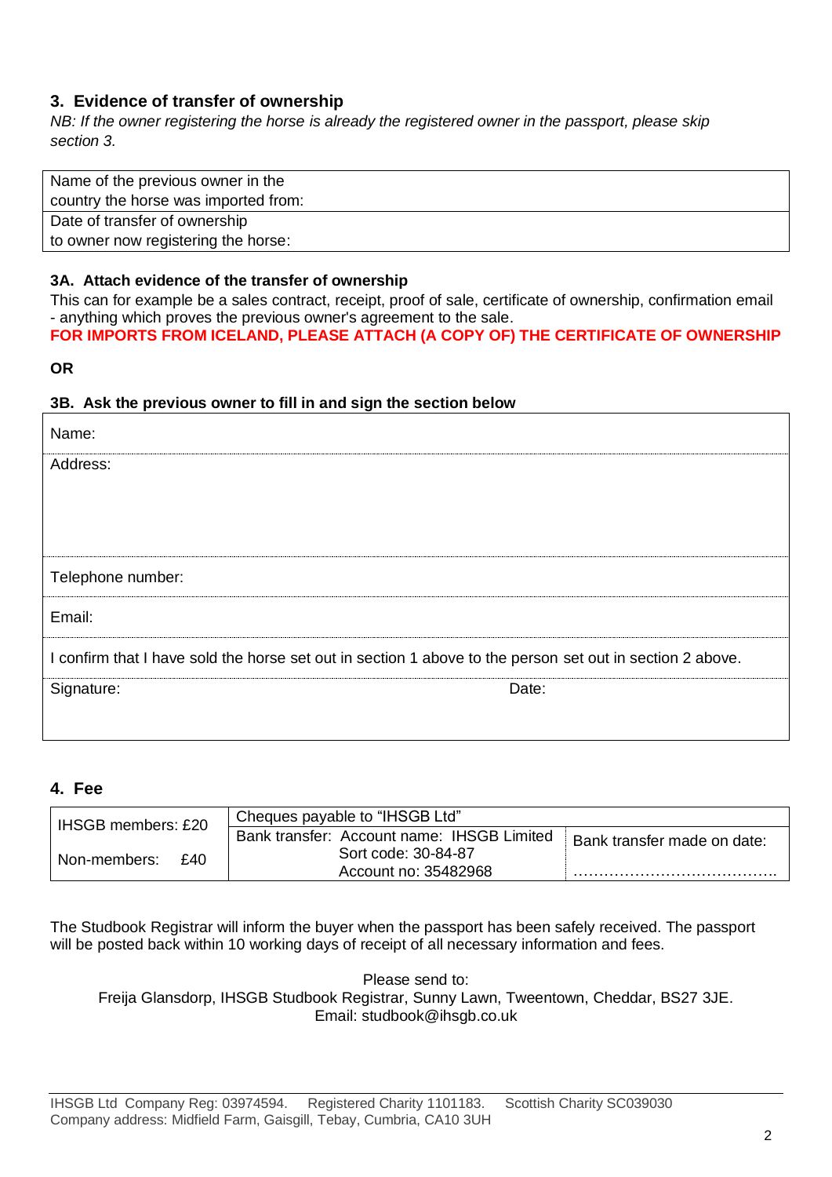## 3. Evidence of transfer of ownership

*NB: If the owner registering the horse is already the registered owner in the passport, please skip section 3.*

| | |
|---|---|
| Name of the previous owner in the country the horse was imported from: | |
| Date of transfer of ownership to owner now registering the horse: | |

### 3A. Attach evidence of the transfer of ownership

This can for example be a sales contract, receipt, proof of sale, certificate of ownership, confirmation email - anything which proves the previous owner's agreement to the sale.

**FOR IMPORTS FROM ICELAND, PLEASE ATTACH (A COPY OF) THE CERTIFICATE OF OWNERSHIP**

**OR**

### 3B. Ask the previous owner to fill in and sign the section below

| | |
|---|---|
| Name: | |
| Address: | |
| Telephone number: | |
| Email: | |
| I confirm that I have sold the horse set out in section 1 above to the person set out in section 2 above. | |
| Signature: | Date: |

## 4. Fee

| | | |
|---|---|---|
| IHSGB members: £20 | Cheques payable to "IHSGB Ltd" | |
| Non-members: £40 | Bank transfer: Account name: IHSGB Limited<br>Sort code: 30-84-87<br>Account no: 35482968 | Bank transfer made on date:<br>………………………………… |

The Studbook Registrar will inform the buyer when the passport has been safely received. The passport will be posted back within 10 working days of receipt of all necessary information and fees.

Please send to:
Freija Glansdorp, IHSGB Studbook Registrar, Sunny Lawn, Tweentown, Cheddar, BS27 3JE.
Email: studbook@ihsgb.co.uk

IHSGB Ltd Company Reg: 03974594. Registered Charity 1101183. Scottish Charity SC039030
Company address: Midfield Farm, Gaisgill, Tebay, Cumbria, CA10 3UH